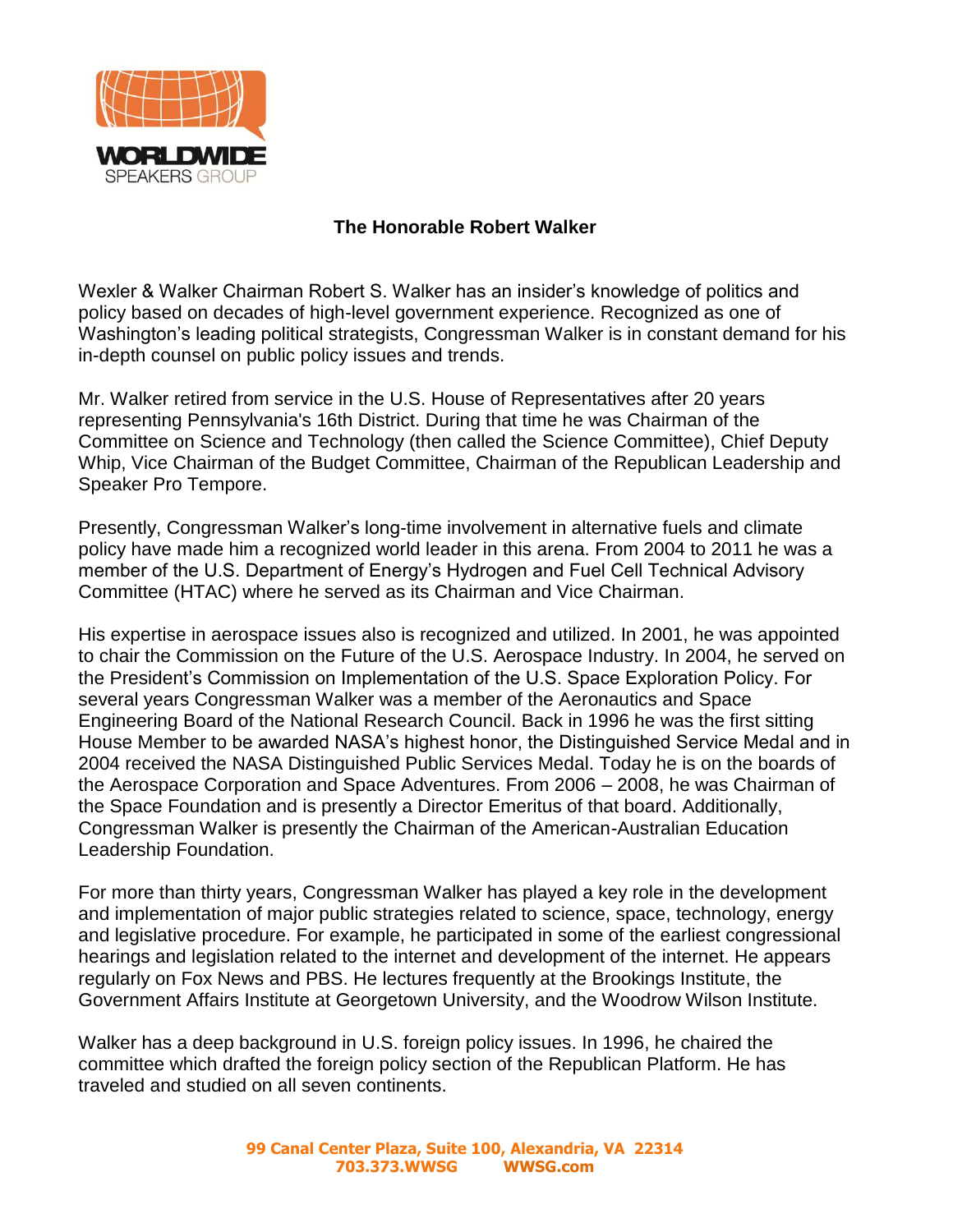WORLDWIDE SPEAKERS GROUP

# The Honorable Robert Walker

Wexler & Walker Chairman Robert S. Walker has an insider's knowledge of politics and policy based on decades of high-level government experience. Recognized as one of Washington's leading political strategists, Congressman Walker is in constant demand for his in-depth counsel on public policy issues and trends.

Mr. Walker retired from service in the U.S. House of Representatives after 20 years representing Pennsylvania's 16th District. During that time he was Chairman of the Committee on Science and Technology (then called the Science Committee), Chief Deputy Whip, Vice Chairman of the Budget Committee, Chairman of the Republican Leadership and Speaker Pro Tempore.

Presently, Congressman Walker's long-time involvement in alternative fuels and climate policy have made him a recognized world leader in this arena. From 2004 to 2011 he was a member of the U.S. Department of Energy's Hydrogen and Fuel Cell Technical Advisory Committee (HTAC) where he served as its Chairman and Vice Chairman.

His expertise in aerospace issues also is recognized and utilized. In 2001, he was appointed to chair the Commission on the Future of the U.S. Aerospace Industry. In 2004, he served on the President's Commission on Implementation of the U.S. Space Exploration Policy. For several years Congressman Walker was a member of the Aeronautics and Space Engineering Board of the National Research Council. Back in 1996 he was the first sitting House Member to be awarded NASA's highest honor, the Distinguished Service Medal and in 2004 received the NASA Distinguished Public Services Medal. Today he is on the boards of the Aerospace Corporation and Space Adventures. From 2006 – 2008, he was Chairman of the Space Foundation and is presently a Director Emeritus of that board. Additionally, Congressman Walker is presently the Chairman of the American-Australian Education Leadership Foundation.

For more than thirty years, Congressman Walker has played a key role in the development and implementation of major public strategies related to science, space, technology, energy and legislative procedure. For example, he participated in some of the earliest congressional hearings and legislation related to the internet and development of the internet. He appears regularly on Fox News and PBS. He lectures frequently at the Brookings Institute, the Government Affairs Institute at Georgetown University, and the Woodrow Wilson Institute.

Walker has a deep background in U.S. foreign policy issues. In 1996, he chaired the committee which drafted the foreign policy section of the Republican Platform. He has traveled and studied on all seven continents.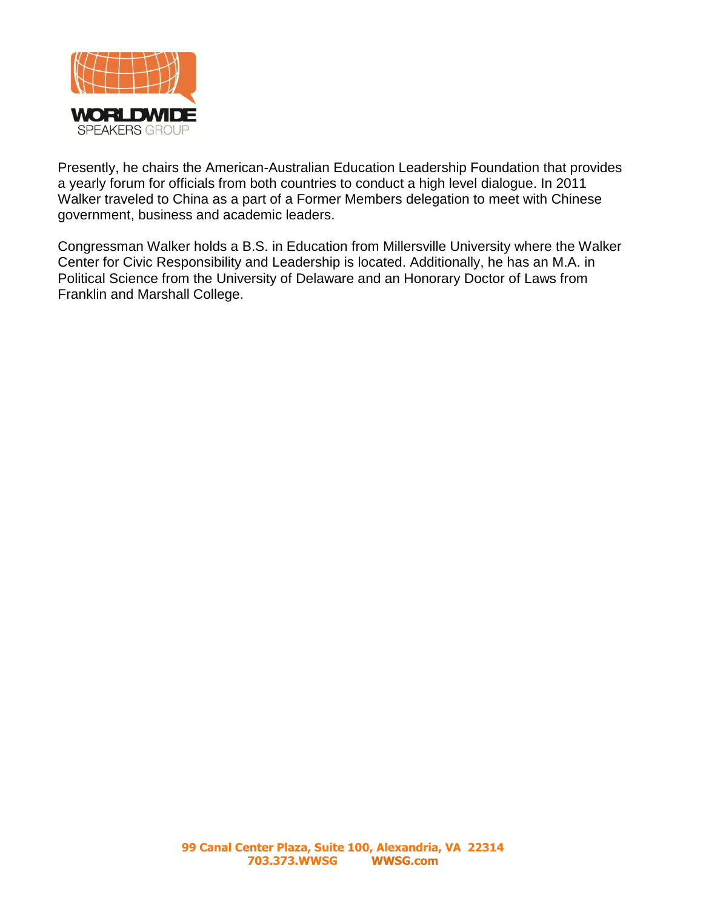Presently, he chairs the American-Australian Education Leadership Foundation that provides a yearly forum for officials from both countries to conduct a high level dialogue. In 2011 Walker traveled to China as a part of a Former Members delegation to meet with Chinese government, business and academic leaders.

Congressman Walker holds a B.S. in Education from Millersville University where the Walker Center for Civic Responsibility and Leadership is located. Additionally, he has an M.A. in Political Science from the University of Delaware and an Honorary Doctor of Laws from Franklin and Marshall College.